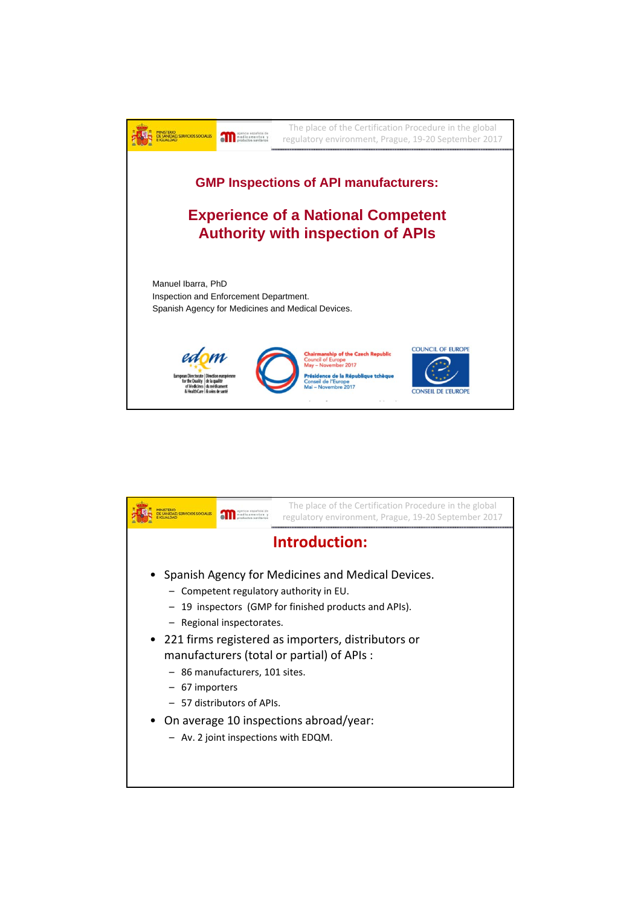# GMP Inspections of API manufacturers:

## Experience of a National Competent Authority with inspection of APIs

Manuel Ibarra, PhD
Inspection and Enforcement Department.
Spanish Agency for Medicines and Medical Devices.

## Introduction:

- Spanish Agency for Medicines and Medical Devices.
  - Competent regulatory authority in EU.
  - 19 inspectors (GMP for finished products and APIs).
  - Regional inspectorates.
- 221 firms registered as importers, distributors or manufacturers (total or partial) of APIs :
  - 86 manufacturers, 101 sites.
  - 67 importers
  - 57 distributors of APIs.
- On average 10 inspections abroad/year:
  - Av. 2 joint inspections with EDQM.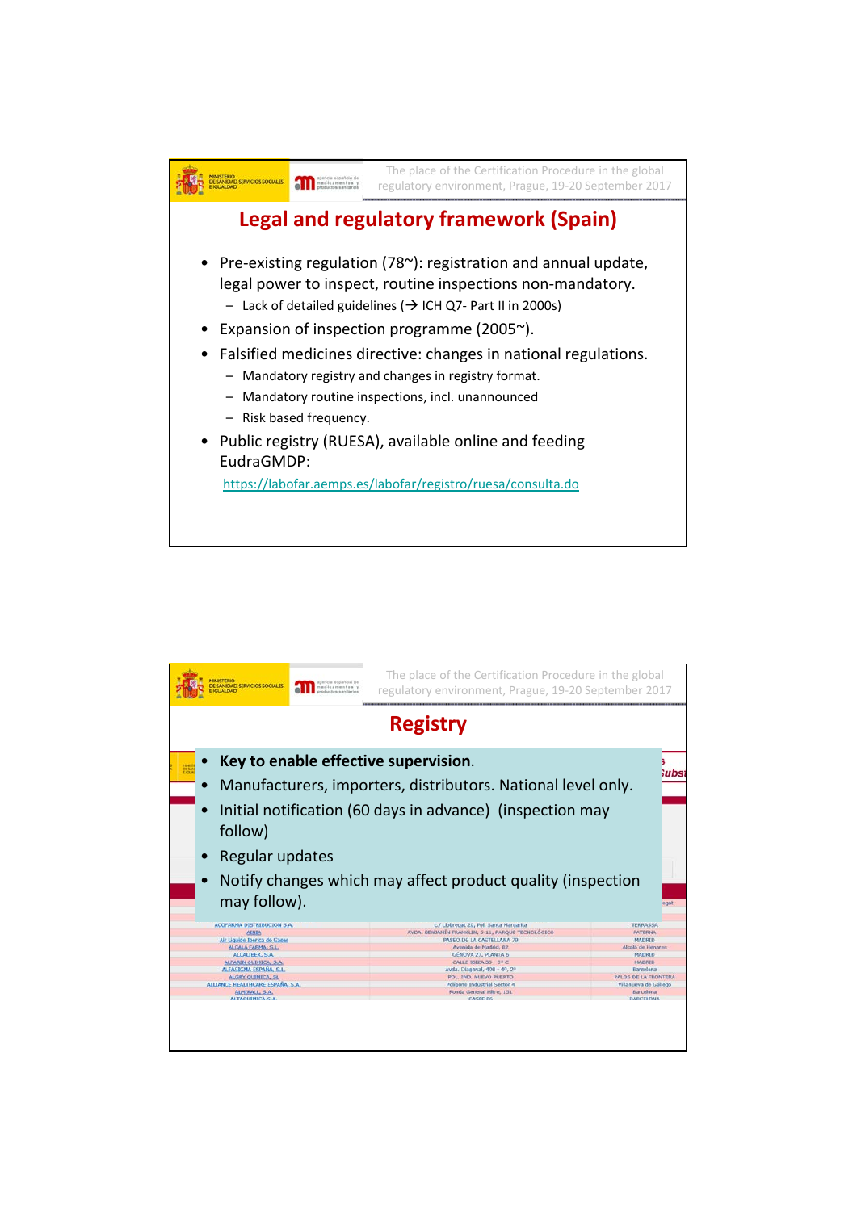# Legal and regulatory framework (Spain)

- Pre-existing regulation (78~): registration and annual update, legal power to inspect, routine inspections non-mandatory.
  - Lack of detailed guidelines (→ ICH Q7- Part II in 2000s)
- Expansion of inspection programme (2005~).
- Falsified medicines directive: changes in national regulations.
  - Mandatory registry and changes in registry format.
  - Mandatory routine inspections, incl. unannounced
  - Risk based frequency.
- Public registry (RUESA), available online and feeding EudraGMDP:

  https://labofar.aemps.es/labofar/registro/ruesa/consulta.do

# Registry

- **Key to enable effective supervision.**
- Manufacturers, importers, distributors. National level only.
- Initial notification (60 days in advance) (inspection may follow)
- Regular updates
- Notify changes which may affect product quality (inspection may follow).

| | | |
|---|---|---|
| ACOFARMA DISTRIBUCION S.A. | C/ Llobregat 20, Pol. Santa Margarita | TERRASSA |
| AINIA | AVDA. BENJAMÍN FRANKLIN, 5-11, PARQUE TECNOLÓGICO | PATERNA |
| Air Liquide Ibérica de Gases | PASEO DE LA CASTELLANA 79 | MADRID |
| ALCALÁ FARMA, S.L. | Avenida de Madrid, 82 | Alcalá de Henares |
| ALCALIBER, S.A. | GÉNOVA 27, PLANTA 6 | MADRID |
| ALFARIN QUIMICA, S.A. | CALLE IBIZA 35 - 1º C | MADRID |
| ALFASIGMA ESPAÑA, S.L. | Avda. Diagonal, 490 - 4º, 2ª | Barcelona |
| ALGRY QUIMICA, SL | POL. IND. NUEVO PUERTO | PALOS DE LA FRONTERA |
| ALLIANCE HEALTHCARE ESPAÑA, S.A. | Polígono Industrial Sector 4 | Villanueva de Gállego |
| ALMIRALL, S.A. | Ronda General Mitre, 151 | Barcelona |
| ALTADUIMICA S.A. | CASPE 86 | BARCELONA |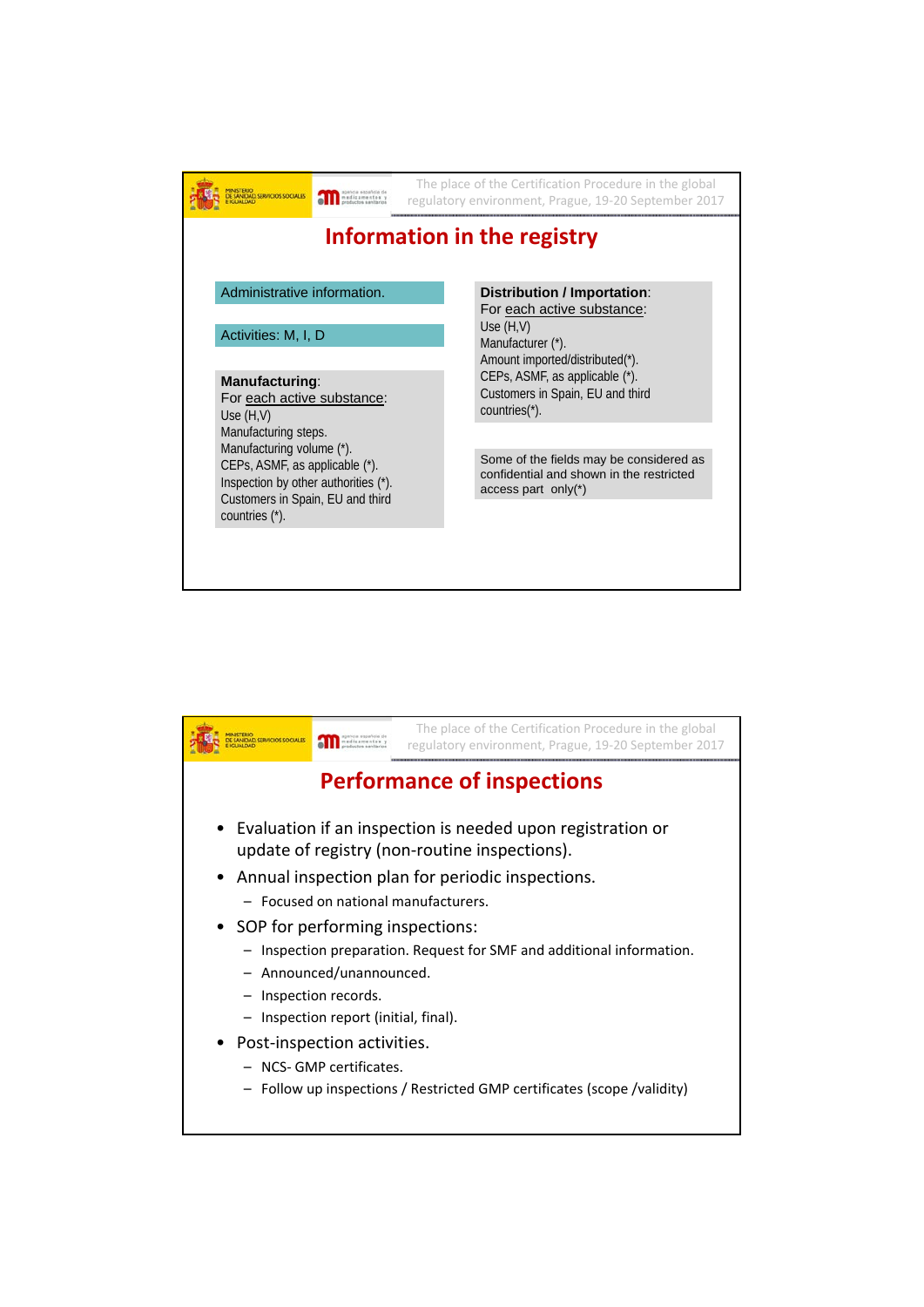# Information in the registry

Administrative information.

Activities: M, I, D

**Manufacturing**:
For each active substance:
Use (H,V)
Manufacturing steps.
Manufacturing volume (*).
CEPs, ASMF, as applicable (*).
Inspection by other authorities (*).
Customers in Spain, EU and third countries (*).

**Distribution / Importation**:
For each active substance:
Use (H,V)
Manufacturer (*).
Amount imported/distributed(*).
CEPs, ASMF, as applicable (*).
Customers in Spain, EU and third countries(*).

Some of the fields may be considered as confidential and shown in the restricted access part only(*)

# Performance of inspections

- Evaluation if an inspection is needed upon registration or update of registry (non-routine inspections).
- Annual inspection plan for periodic inspections.
  - Focused on national manufacturers.
- SOP for performing inspections:
  - Inspection preparation. Request for SMF and additional information.
  - Announced/unannounced.
  - Inspection records.
  - Inspection report (initial, final).
- Post-inspection activities.
  - NCS- GMP certificates.
  - Follow up inspections / Restricted GMP certificates (scope /validity)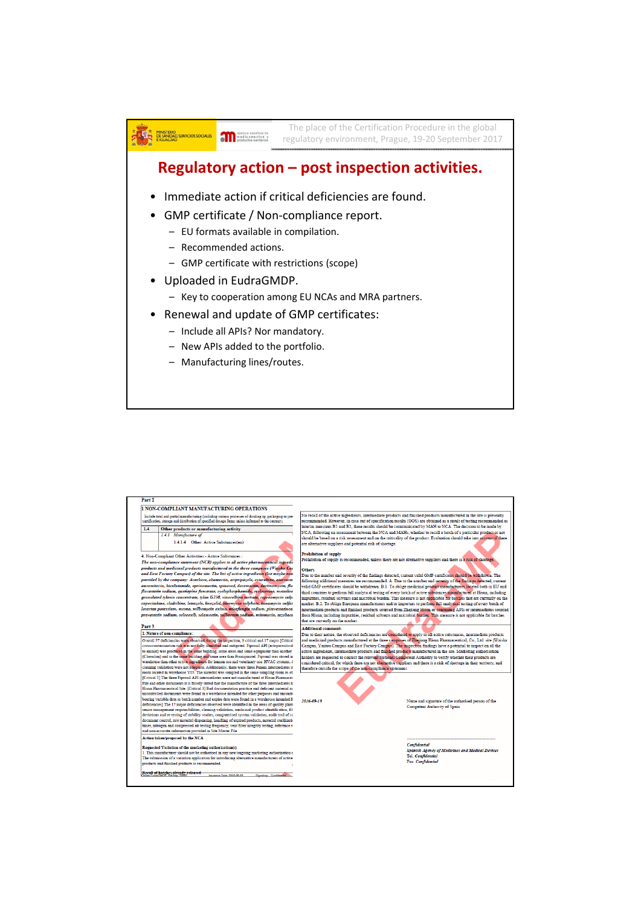## Regulatory action – post inspection activities.

- Immediate action if critical deficiencies are found.
- GMP certificate / Non-compliance report.
  - EU formats available in compilation.
  - Recommended actions.
  - GMP certificate with restrictions (scope)
- Uploaded in EudraGMDP.
  - Key to cooperation among EU NCAs and MRA partners.
- Renewal and update of GMP certificates:
  - Include all APIs? Nor mandatory.
  - New APIs added to the portfolio.
  - Manufacturing lines/routes.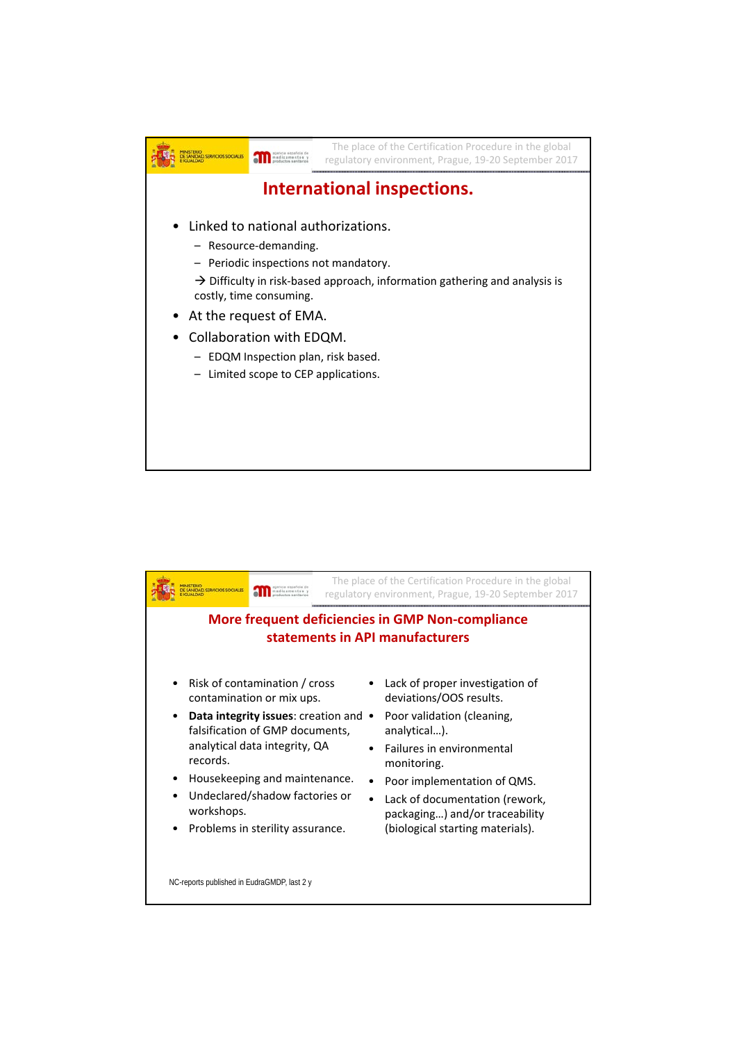# International inspections.

- Linked to national authorizations.
  - Resource-demanding.
  - Periodic inspections not mandatory.

  → Difficulty in risk-based approach, information gathering and analysis is costly, time consuming.
- At the request of EMA.
- Collaboration with EDQM.
  - EDQM Inspection plan, risk based.
  - Limited scope to CEP applications.

# More frequent deficiencies in GMP Non-compliance statements in API manufacturers

- Risk of contamination / cross contamination or mix ups.
- **Data integrity issues**: creation and falsification of GMP documents, analytical data integrity, QA records.
- Housekeeping and maintenance.
- Undeclared/shadow factories or workshops.
- Problems in sterility assurance.
- Lack of proper investigation of deviations/OOS results.
- Poor validation (cleaning, analytical…).
- Failures in environmental monitoring.
- Poor implementation of QMS.
- Lack of documentation (rework, packaging…) and/or traceability (biological starting materials).

NC-reports published in EudraGMDP, last 2 y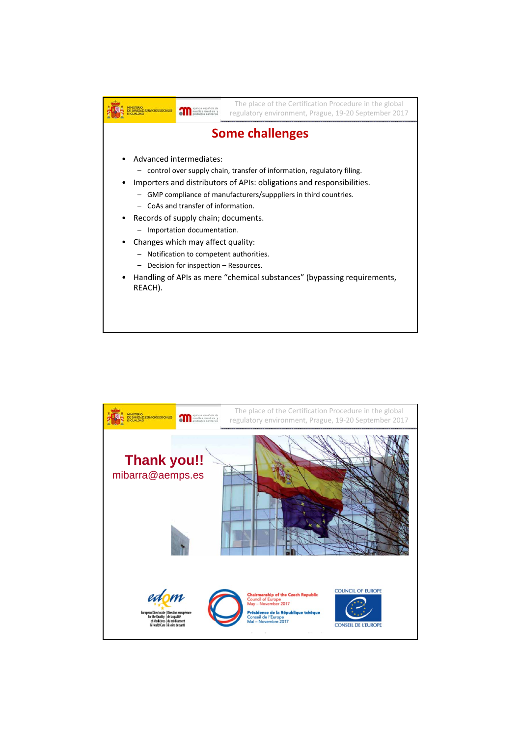## Some challenges

- Advanced intermediates:
  - control over supply chain, transfer of information, regulatory filing.
- Importers and distributors of APIs: obligations and responsibilities.
  - GMP compliance of manufacturers/suppppliers in third countries.
  - CoAs and transfer of ínformation.
- Records of supply chain; documents.
  - Importation documentation.
- Changes which may affect quality:
  - Notification to competent authorities.
  - Decision for inspection – Resources.
- Handling of APIs as mere “chemical substances” (bypassing requirements, REACH).

## Thank you!!

mibarra@aemps.es